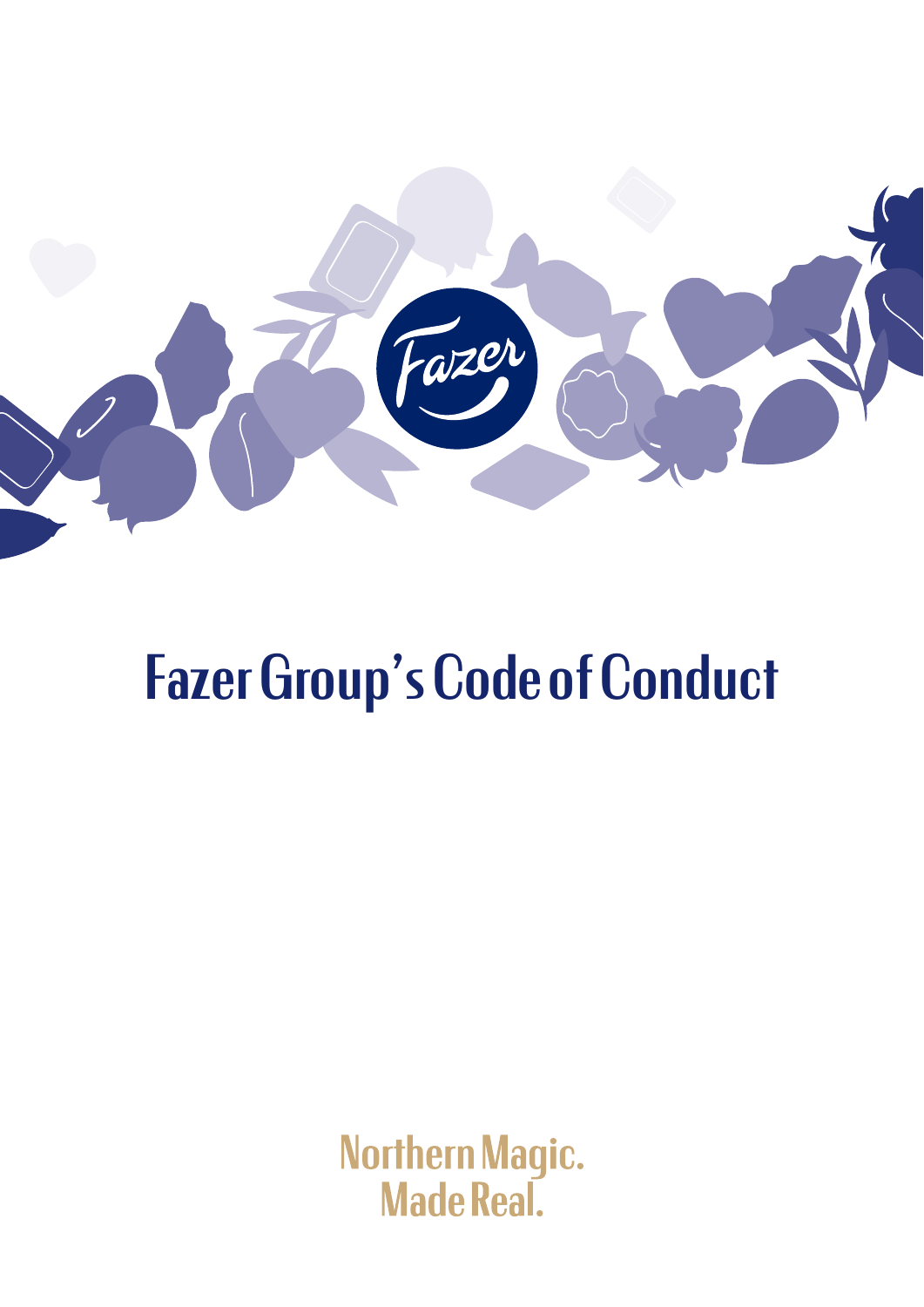# Fazer Group's Code of Conduct

Northern Magic.
Made Real.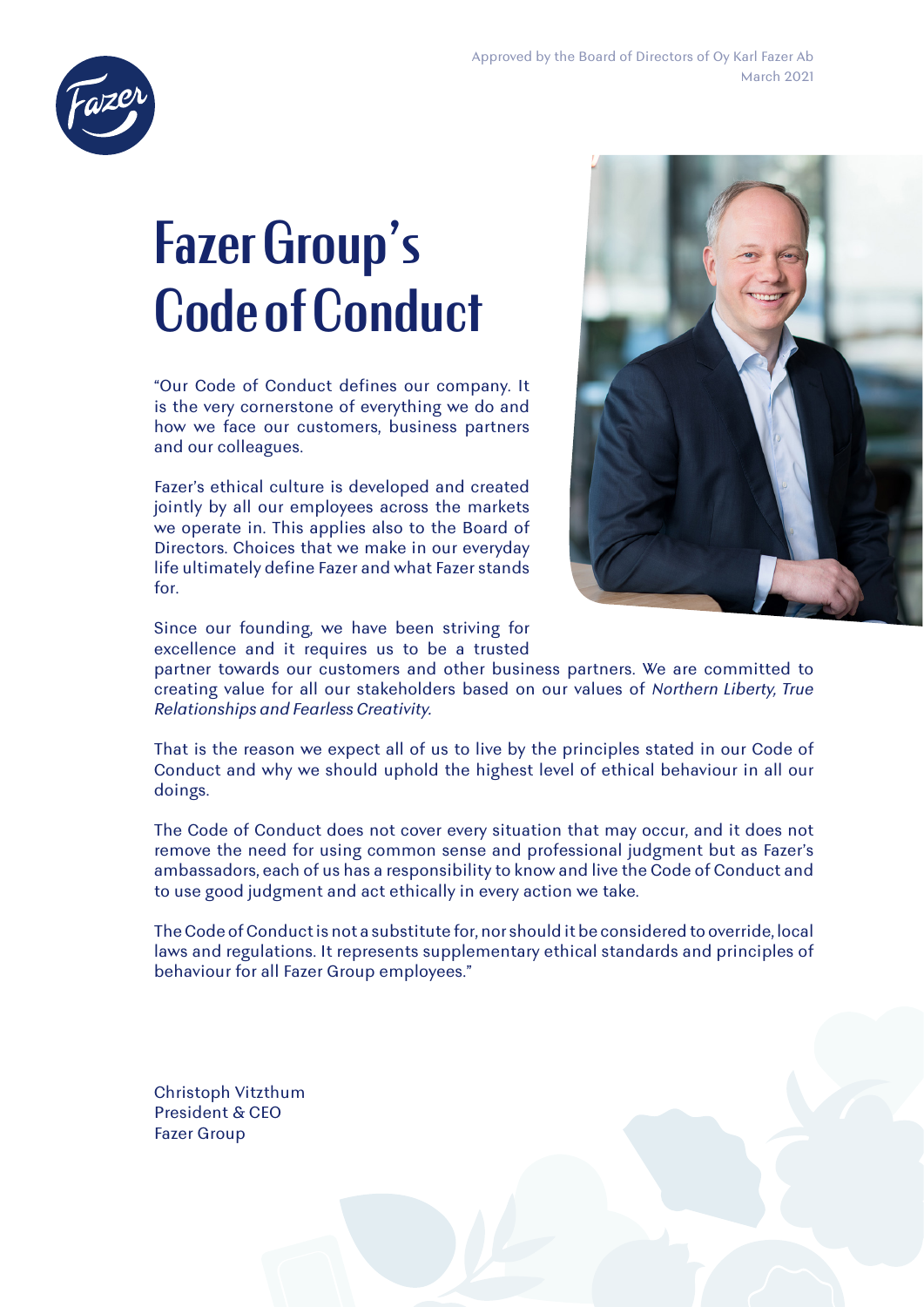Approved by the Board of Directors of Oy Karl Fazer Ab
March 2021

# Fazer Group's Code of Conduct

"Our Code of Conduct defines our company. It is the very cornerstone of everything we do and how we face our customers, business partners and our colleagues.

Fazer's ethical culture is developed and created jointly by all our employees across the markets we operate in. This applies also to the Board of Directors. Choices that we make in our everyday life ultimately define Fazer and what Fazer stands for.

Since our founding, we have been striving for excellence and it requires us to be a trusted partner towards our customers and other business partners. We are committed to creating value for all our stakeholders based on our values of *Northern Liberty, True Relationships and Fearless Creativity.*

That is the reason we expect all of us to live by the principles stated in our Code of Conduct and why we should uphold the highest level of ethical behaviour in all our doings.

The Code of Conduct does not cover every situation that may occur, and it does not remove the need for using common sense and professional judgment but as Fazer's ambassadors, each of us has a responsibility to know and live the Code of Conduct and to use good judgment and act ethically in every action we take.

The Code of Conduct is not a substitute for, nor should it be considered to override, local laws and regulations. It represents supplementary ethical standards and principles of behaviour for all Fazer Group employees."

Christoph Vitzthum
President & CEO
Fazer Group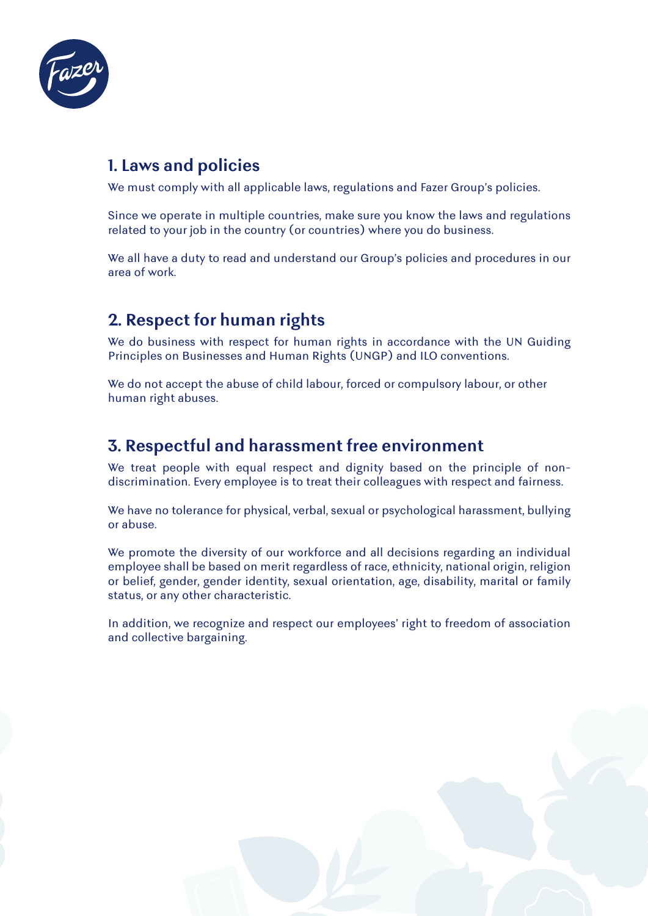## 1. Laws and policies

We must comply with all applicable laws, regulations and Fazer Group's policies.

Since we operate in multiple countries, make sure you know the laws and regulations related to your job in the country (or countries) where you do business.

We all have a duty to read and understand our Group's policies and procedures in our area of work.

## 2. Respect for human rights

We do business with respect for human rights in accordance with the UN Guiding Principles on Businesses and Human Rights (UNGP) and ILO conventions.

We do not accept the abuse of child labour, forced or compulsory labour, or other human right abuses.

## 3. Respectful and harassment free environment

We treat people with equal respect and dignity based on the principle of non-discrimination. Every employee is to treat their colleagues with respect and fairness.

We have no tolerance for physical, verbal, sexual or psychological harassment, bullying or abuse.

We promote the diversity of our workforce and all decisions regarding an individual employee shall be based on merit regardless of race, ethnicity, national origin, religion or belief, gender, gender identity, sexual orientation, age, disability, marital or family status, or any other characteristic.

In addition, we recognize and respect our employees' right to freedom of association and collective bargaining.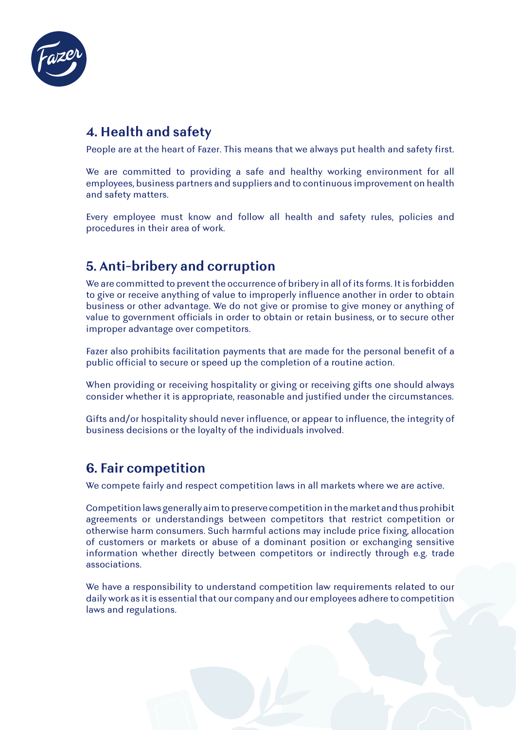## 4. Health and safety

People are at the heart of Fazer. This means that we always put health and safety first.

We are committed to providing a safe and healthy working environment for all employees, business partners and suppliers and to continuous improvement on health and safety matters.

Every employee must know and follow all health and safety rules, policies and procedures in their area of work.

## 5. Anti-bribery and corruption

We are committed to prevent the occurrence of bribery in all of its forms. It is forbidden to give or receive anything of value to improperly influence another in order to obtain business or other advantage. We do not give or promise to give money or anything of value to government officials in order to obtain or retain business, or to secure other improper advantage over competitors.

Fazer also prohibits facilitation payments that are made for the personal benefit of a public official to secure or speed up the completion of a routine action.

When providing or receiving hospitality or giving or receiving gifts one should always consider whether it is appropriate, reasonable and justified under the circumstances.

Gifts and/or hospitality should never influence, or appear to influence, the integrity of business decisions or the loyalty of the individuals involved.

## 6. Fair competition

We compete fairly and respect competition laws in all markets where we are active.

Competition laws generally aim to preserve competition in the market and thus prohibit agreements or understandings between competitors that restrict competition or otherwise harm consumers. Such harmful actions may include price fixing, allocation of customers or markets or abuse of a dominant position or exchanging sensitive information whether directly between competitors or indirectly through e.g. trade associations.

We have a responsibility to understand competition law requirements related to our daily work as it is essential that our company and our employees adhere to competition laws and regulations.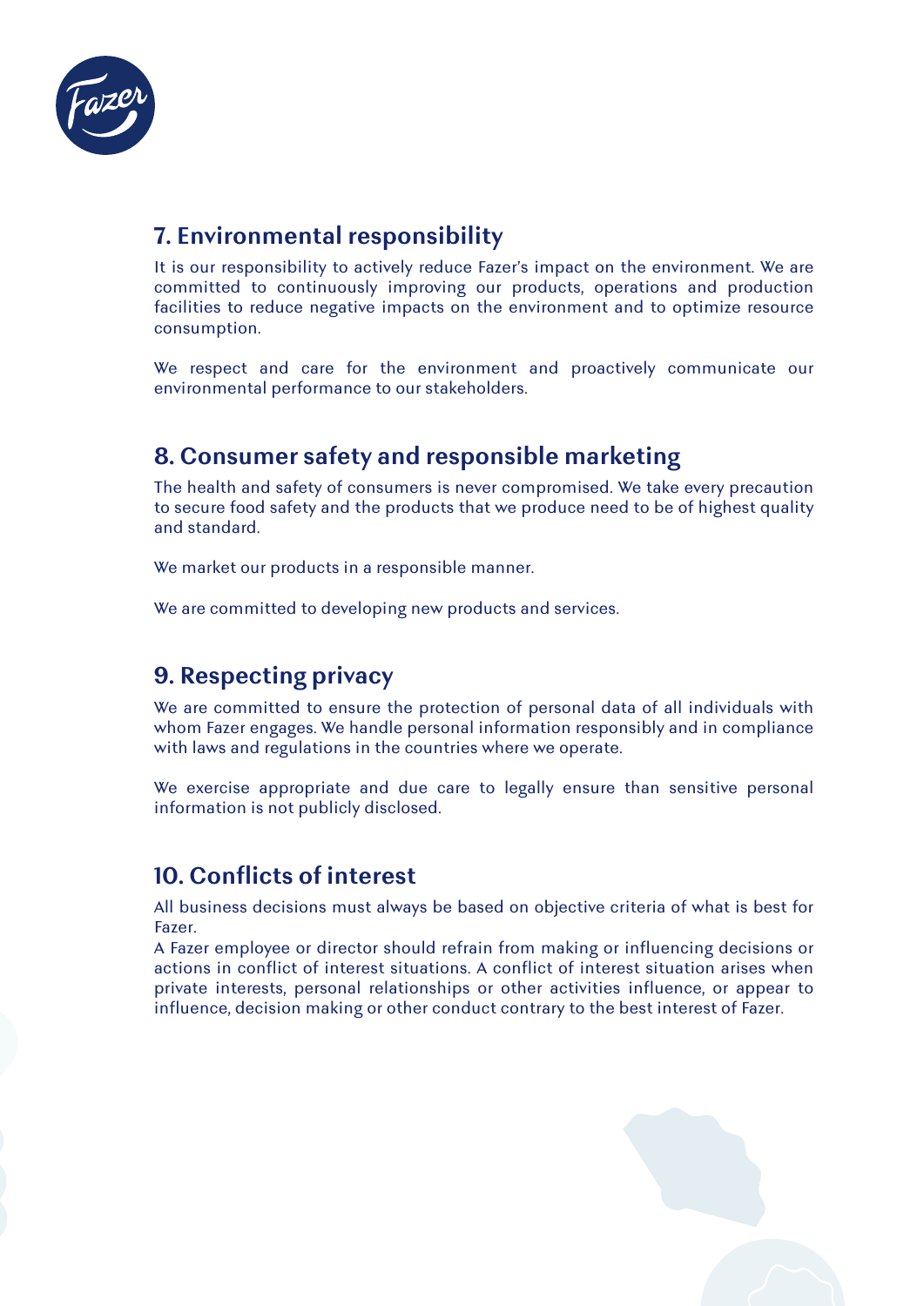## 7. Environmental responsibility

It is our responsibility to actively reduce Fazer's impact on the environment. We are committed to continuously improving our products, operations and production facilities to reduce negative impacts on the environment and to optimize resource consumption.

We respect and care for the environment and proactively communicate our environmental performance to our stakeholders.

## 8. Consumer safety and responsible marketing

The health and safety of consumers is never compromised. We take every precaution to secure food safety and the products that we produce need to be of highest quality and standard.

We market our products in a responsible manner.

We are committed to developing new products and services.

## 9. Respecting privacy

We are committed to ensure the protection of personal data of all individuals with whom Fazer engages. We handle personal information responsibly and in compliance with laws and regulations in the countries where we operate.

We exercise appropriate and due care to legally ensure than sensitive personal information is not publicly disclosed.

## 10. Conflicts of interest

All business decisions must always be based on objective criteria of what is best for Fazer.
A Fazer employee or director should refrain from making or influencing decisions or actions in conflict of interest situations. A conflict of interest situation arises when private interests, personal relationships or other activities influence, or appear to influence, decision making or other conduct contrary to the best interest of Fazer.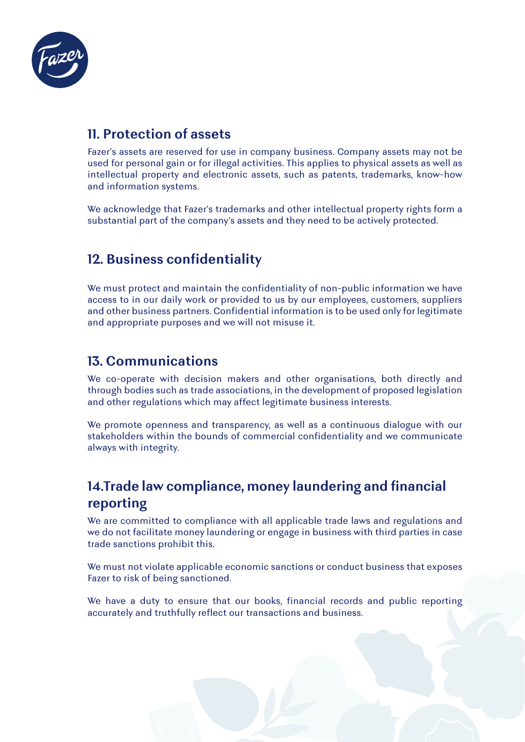## 11. Protection of assets

Fazer's assets are reserved for use in company business. Company assets may not be used for personal gain or for illegal activities. This applies to physical assets as well as intellectual property and electronic assets, such as patents, trademarks, know-how and information systems.

We acknowledge that Fazer's trademarks and other intellectual property rights form a substantial part of the company's assets and they need to be actively protected.

## 12. Business confidentiality

We must protect and maintain the confidentiality of non-public information we have access to in our daily work or provided to us by our employees, customers, suppliers and other business partners. Confidential information is to be used only for legitimate and appropriate purposes and we will not misuse it.

## 13. Communications

We co-operate with decision makers and other organisations, both directly and through bodies such as trade associations, in the development of proposed legislation and other regulations which may affect legitimate business interests.

We promote openness and transparency, as well as a continuous dialogue with our stakeholders within the bounds of commercial confidentiality and we communicate always with integrity.

## 14.Trade law compliance, money laundering and financial reporting

We are committed to compliance with all applicable trade laws and regulations and we do not facilitate money laundering or engage in business with third parties in case trade sanctions prohibit this.

We must not violate applicable economic sanctions or conduct business that exposes Fazer to risk of being sanctioned.

We have a duty to ensure that our books, financial records and public reporting accurately and truthfully reflect our transactions and business.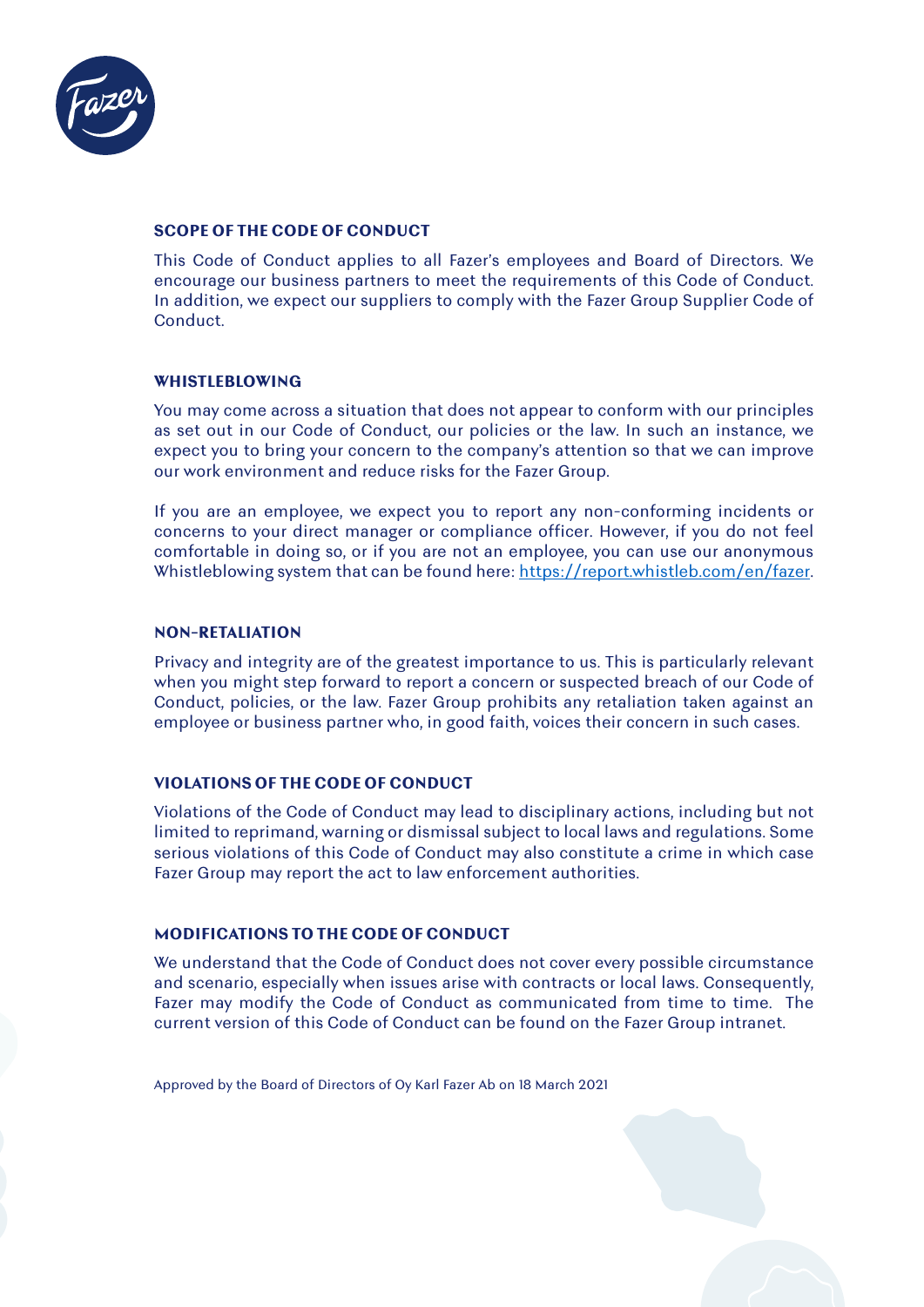## SCOPE OF THE CODE OF CONDUCT

This Code of Conduct applies to all Fazer's employees and Board of Directors. We encourage our business partners to meet the requirements of this Code of Conduct. In addition, we expect our suppliers to comply with the Fazer Group Supplier Code of Conduct.

## WHISTLEBLOWING

You may come across a situation that does not appear to conform with our principles as set out in our Code of Conduct, our policies or the law. In such an instance, we expect you to bring your concern to the company's attention so that we can improve our work environment and reduce risks for the Fazer Group.

If you are an employee, we expect you to report any non-conforming incidents or concerns to your direct manager or compliance officer. However, if you do not feel comfortable in doing so, or if you are not an employee, you can use our anonymous Whistleblowing system that can be found here: [https://report.whistleb.com/en/fazer](https://report.whistleb.com/en/fazer).

## NON-RETALIATION

Privacy and integrity are of the greatest importance to us. This is particularly relevant when you might step forward to report a concern or suspected breach of our Code of Conduct, policies, or the law. Fazer Group prohibits any retaliation taken against an employee or business partner who, in good faith, voices their concern in such cases.

## VIOLATIONS OF THE CODE OF CONDUCT

Violations of the Code of Conduct may lead to disciplinary actions, including but not limited to reprimand, warning or dismissal subject to local laws and regulations. Some serious violations of this Code of Conduct may also constitute a crime in which case Fazer Group may report the act to law enforcement authorities.

## MODIFICATIONS TO THE CODE OF CONDUCT

We understand that the Code of Conduct does not cover every possible circumstance and scenario, especially when issues arise with contracts or local laws. Consequently, Fazer may modify the Code of Conduct as communicated from time to time. The current version of this Code of Conduct can be found on the Fazer Group intranet.

Approved by the Board of Directors of Oy Karl Fazer Ab on 18 March 2021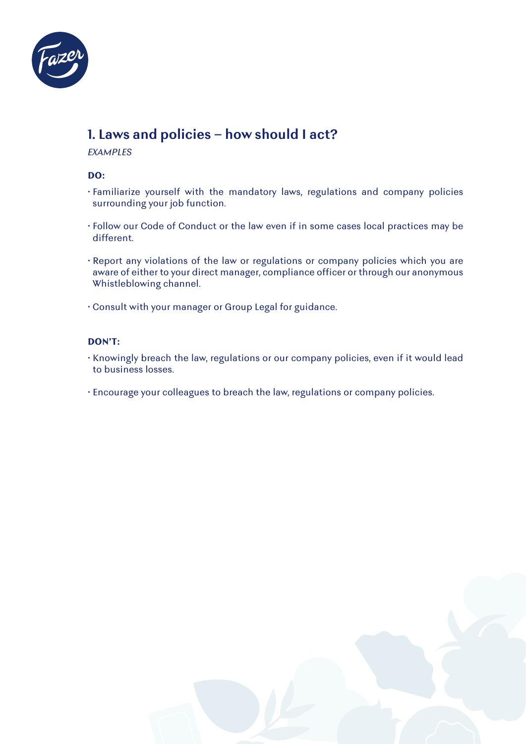## 1. Laws and policies – how should I act?

*EXAMPLES*

**DO:**

- Familiarize yourself with the mandatory laws, regulations and company policies surrounding your job function.
- Follow our Code of Conduct or the law even if in some cases local practices may be different.
- Report any violations of the law or regulations or company policies which you are aware of either to your direct manager, compliance officer or through our anonymous Whistleblowing channel.
- Consult with your manager or Group Legal for guidance.

**DON'T:**

- Knowingly breach the law, regulations or our company policies, even if it would lead to business losses.
- Encourage your colleagues to breach the law, regulations or company policies.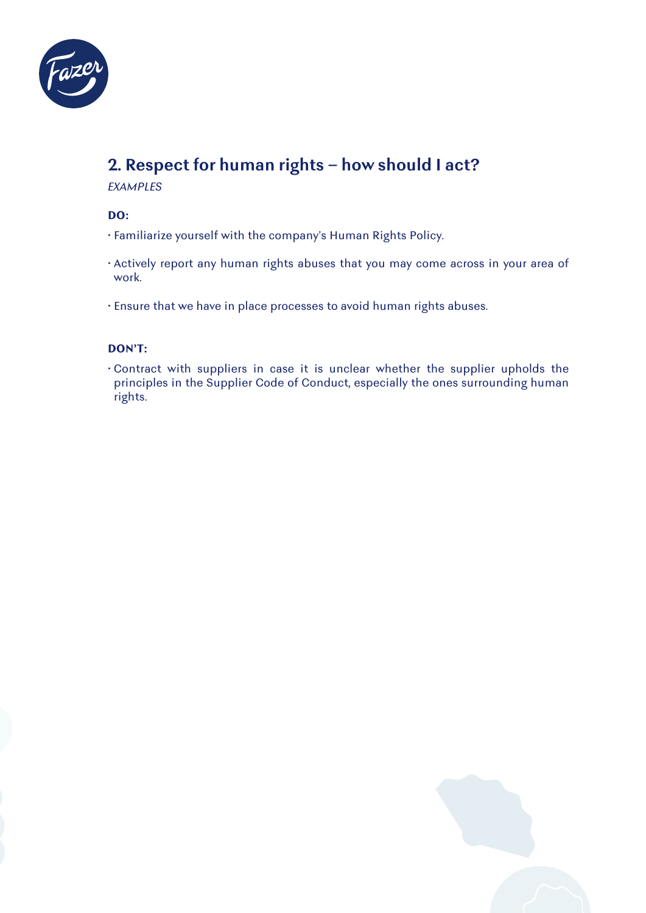## 2. Respect for human rights – how should I act?

*EXAMPLES*

**DO:**

- Familiarize yourself with the company's Human Rights Policy.
- Actively report any human rights abuses that you may come across in your area of work.
- Ensure that we have in place processes to avoid human rights abuses.

**DON'T:**

- Contract with suppliers in case it is unclear whether the supplier upholds the principles in the Supplier Code of Conduct, especially the ones surrounding human rights.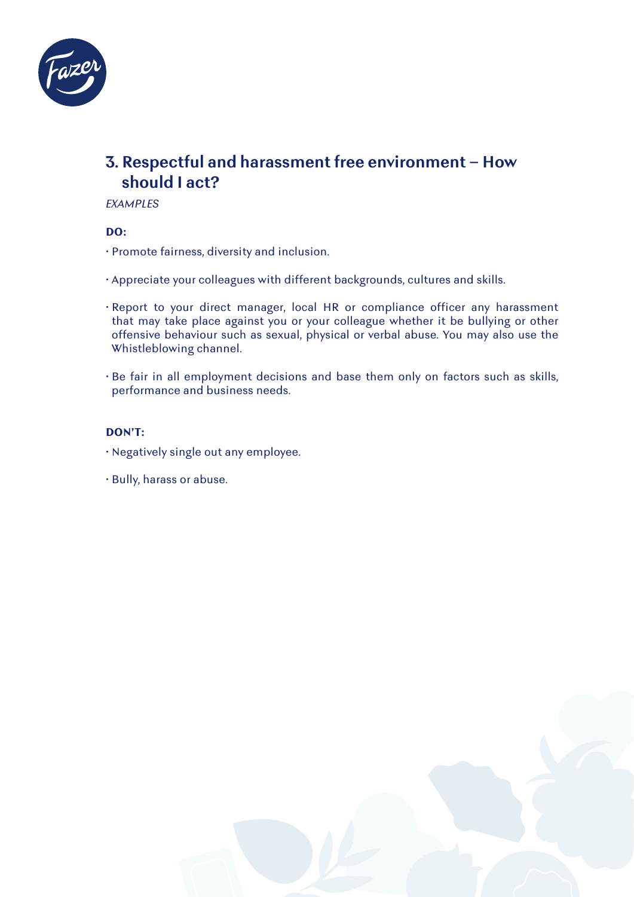## 3. Respectful and harassment free environment – How should I act?

*EXAMPLES*

**DO:**

- Promote fairness, diversity and inclusion.
- Appreciate your colleagues with different backgrounds, cultures and skills.
- Report to your direct manager, local HR or compliance officer any harassment that may take place against you or your colleague whether it be bullying or other offensive behaviour such as sexual, physical or verbal abuse. You may also use the Whistleblowing channel.
- Be fair in all employment decisions and base them only on factors such as skills, performance and business needs.

**DON'T:**

- Negatively single out any employee.
- Bully, harass or abuse.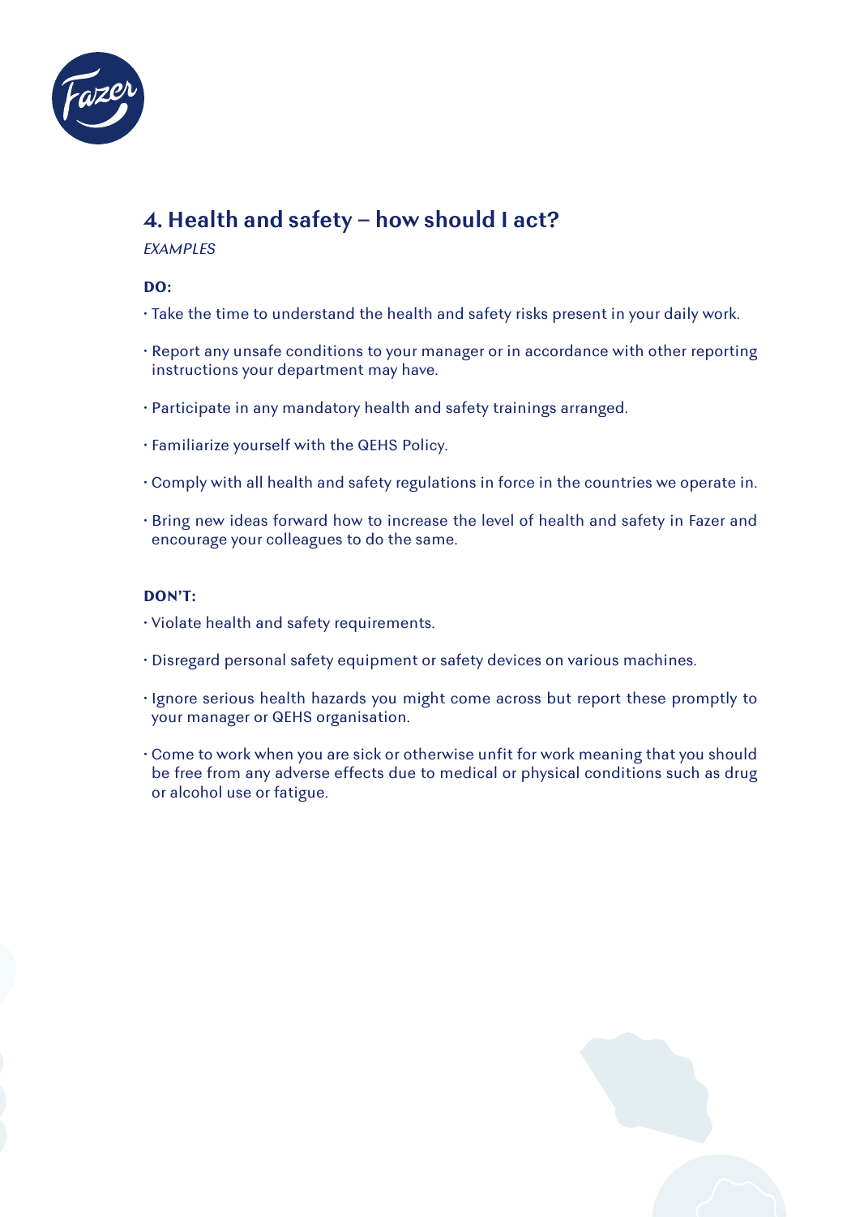## 4. Health and safety – how should I act?

*EXAMPLES*

**DO:**

- Take the time to understand the health and safety risks present in your daily work.
- Report any unsafe conditions to your manager or in accordance with other reporting instructions your department may have.
- Participate in any mandatory health and safety trainings arranged.
- Familiarize yourself with the QEHS Policy.
- Comply with all health and safety regulations in force in the countries we operate in.
- Bring new ideas forward how to increase the level of health and safety in Fazer and encourage your colleagues to do the same.

**DON'T:**

- Violate health and safety requirements.
- Disregard personal safety equipment or safety devices on various machines.
- Ignore serious health hazards you might come across but report these promptly to your manager or QEHS organisation.
- Come to work when you are sick or otherwise unfit for work meaning that you should be free from any adverse effects due to medical or physical conditions such as drug or alcohol use or fatigue.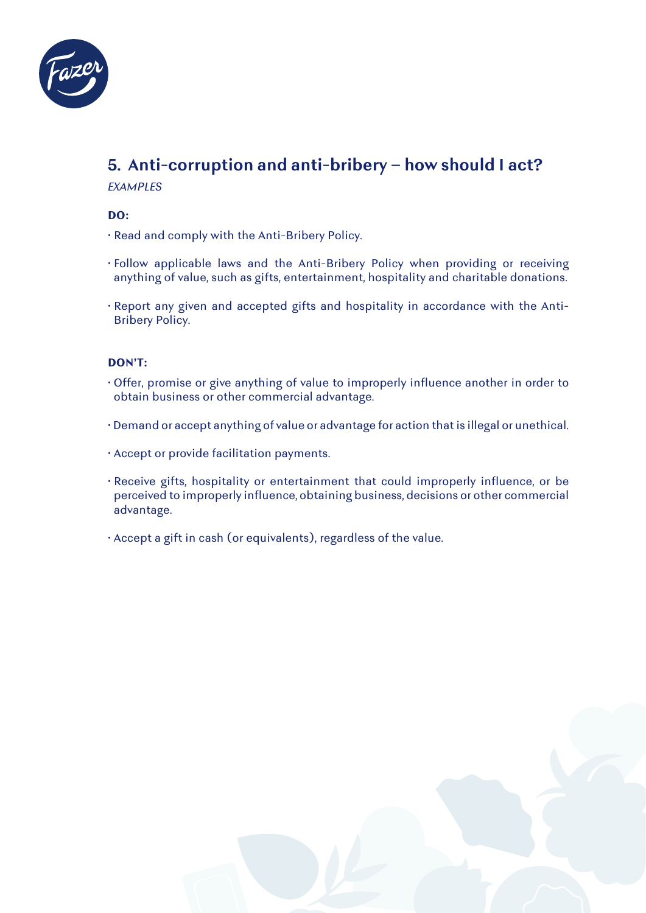## 5. Anti-corruption and anti-bribery – how should I act?

*EXAMPLES*

**DO:**

- Read and comply with the Anti-Bribery Policy.
- Follow applicable laws and the Anti-Bribery Policy when providing or receiving anything of value, such as gifts, entertainment, hospitality and charitable donations.
- Report any given and accepted gifts and hospitality in accordance with the Anti-Bribery Policy.

**DON'T:**

- Offer, promise or give anything of value to improperly influence another in order to obtain business or other commercial advantage.
- Demand or accept anything of value or advantage for action that is illegal or unethical.
- Accept or provide facilitation payments.
- Receive gifts, hospitality or entertainment that could improperly influence, or be perceived to improperly influence, obtaining business, decisions or other commercial advantage.
- Accept a gift in cash (or equivalents), regardless of the value.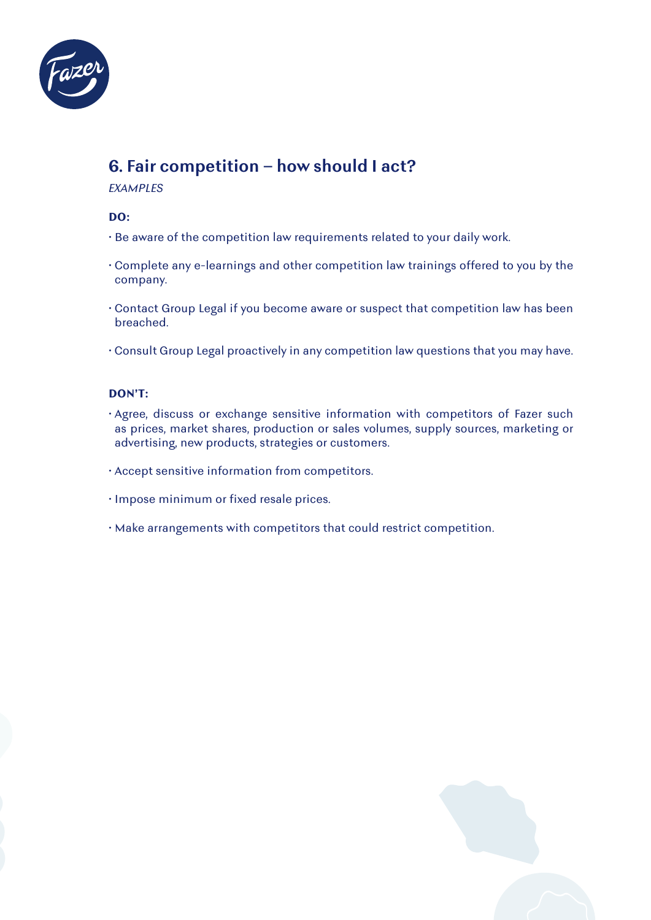## 6. Fair competition – how should I act?

*EXAMPLES*

**DO:**

- Be aware of the competition law requirements related to your daily work.
- Complete any e-learnings and other competition law trainings offered to you by the company.
- Contact Group Legal if you become aware or suspect that competition law has been breached.
- Consult Group Legal proactively in any competition law questions that you may have.

**DON'T:**

- Agree, discuss or exchange sensitive information with competitors of Fazer such as prices, market shares, production or sales volumes, supply sources, marketing or advertising, new products, strategies or customers.
- Accept sensitive information from competitors.
- Impose minimum or fixed resale prices.
- Make arrangements with competitors that could restrict competition.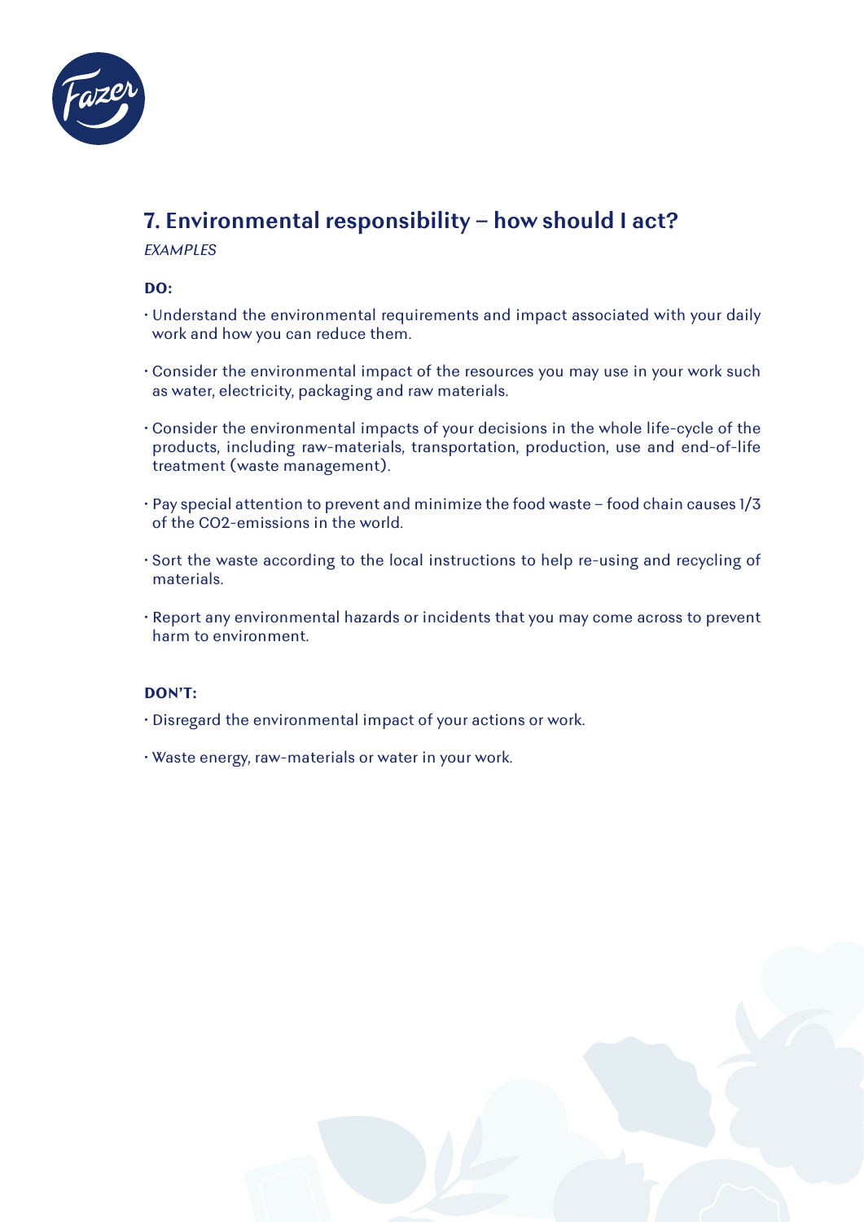## 7. Environmental responsibility – how should I act?

*EXAMPLES*

**DO:**

- Understand the environmental requirements and impact associated with your daily work and how you can reduce them.
- Consider the environmental impact of the resources you may use in your work such as water, electricity, packaging and raw materials.
- Consider the environmental impacts of your decisions in the whole life-cycle of the products, including raw-materials, transportation, production, use and end-of-life treatment (waste management).
- Pay special attention to prevent and minimize the food waste – food chain causes 1/3 of the $CO_2$-emissions in the world.
- Sort the waste according to the local instructions to help re-using and recycling of materials.
- Report any environmental hazards or incidents that you may come across to prevent harm to environment.

**DON'T:**

- Disregard the environmental impact of your actions or work.
- Waste energy, raw-materials or water in your work.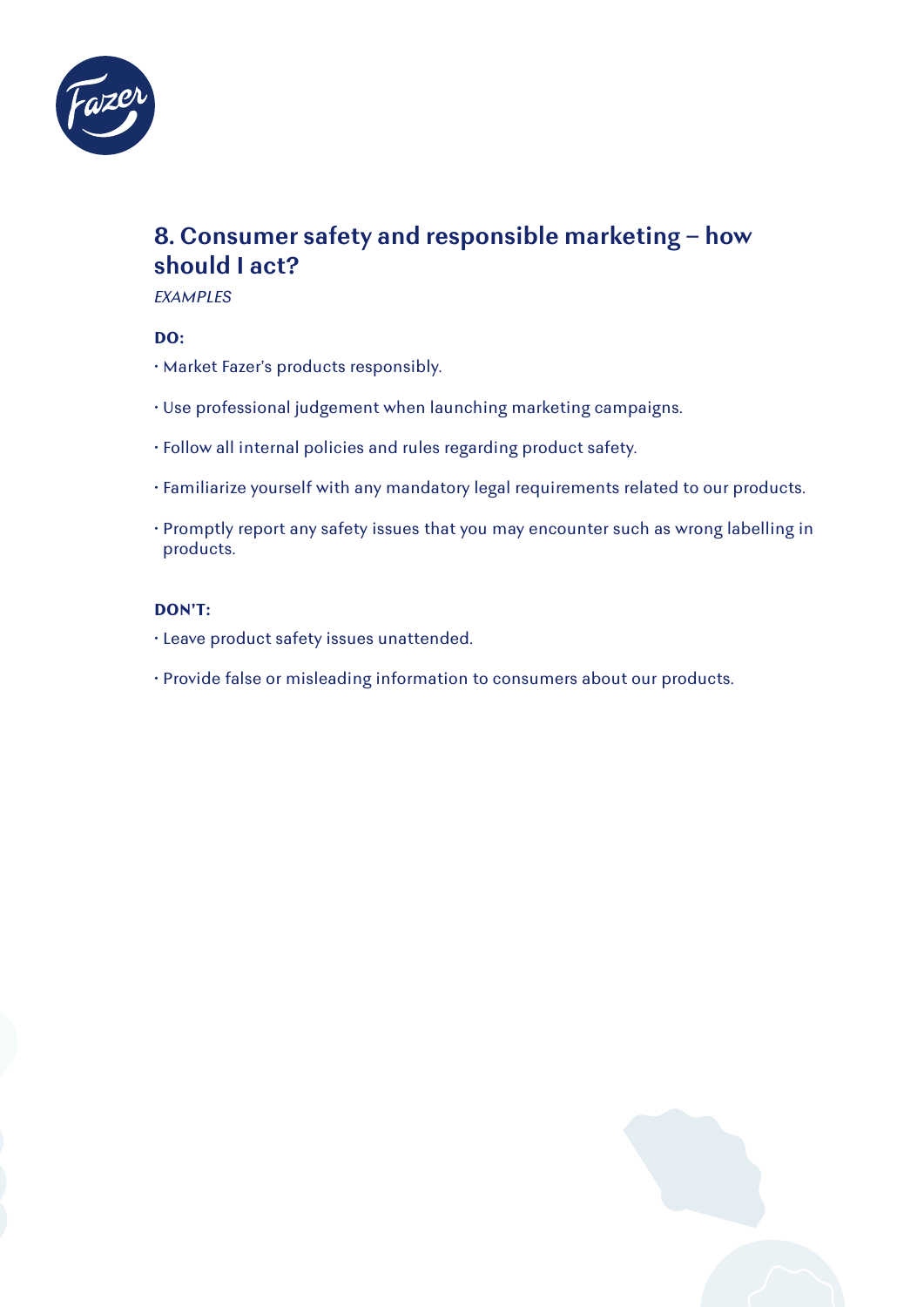## 8. Consumer safety and responsible marketing – how should I act?

*EXAMPLES*

**DO:**

- Market Fazer's products responsibly.
- Use professional judgement when launching marketing campaigns.
- Follow all internal policies and rules regarding product safety.
- Familiarize yourself with any mandatory legal requirements related to our products.
- Promptly report any safety issues that you may encounter such as wrong labelling in products.

**DON'T:**

- Leave product safety issues unattended.
- Provide false or misleading information to consumers about our products.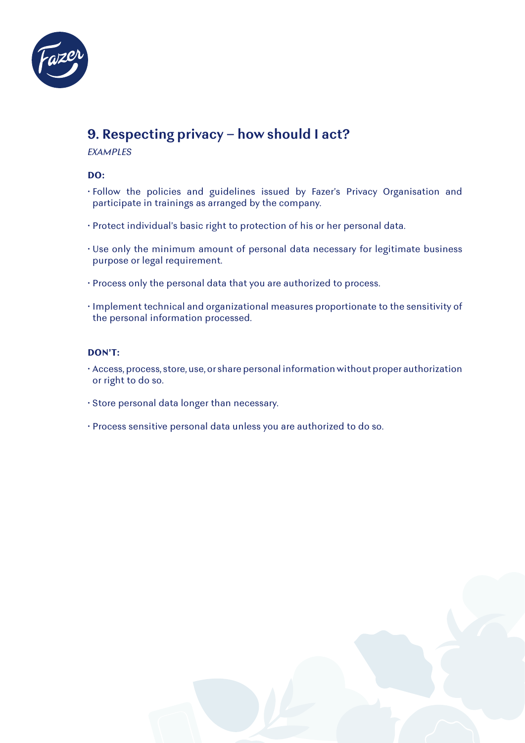## 9. Respecting privacy – how should I act?

*EXAMPLES*

**DO:**

- Follow the policies and guidelines issued by Fazer's Privacy Organisation and participate in trainings as arranged by the company.
- Protect individual's basic right to protection of his or her personal data.
- Use only the minimum amount of personal data necessary for legitimate business purpose or legal requirement.
- Process only the personal data that you are authorized to process.
- Implement technical and organizational measures proportionate to the sensitivity of the personal information processed.

**DON'T:**

- Access, process, store, use, or share personal information without proper authorization or right to do so.
- Store personal data longer than necessary.
- Process sensitive personal data unless you are authorized to do so.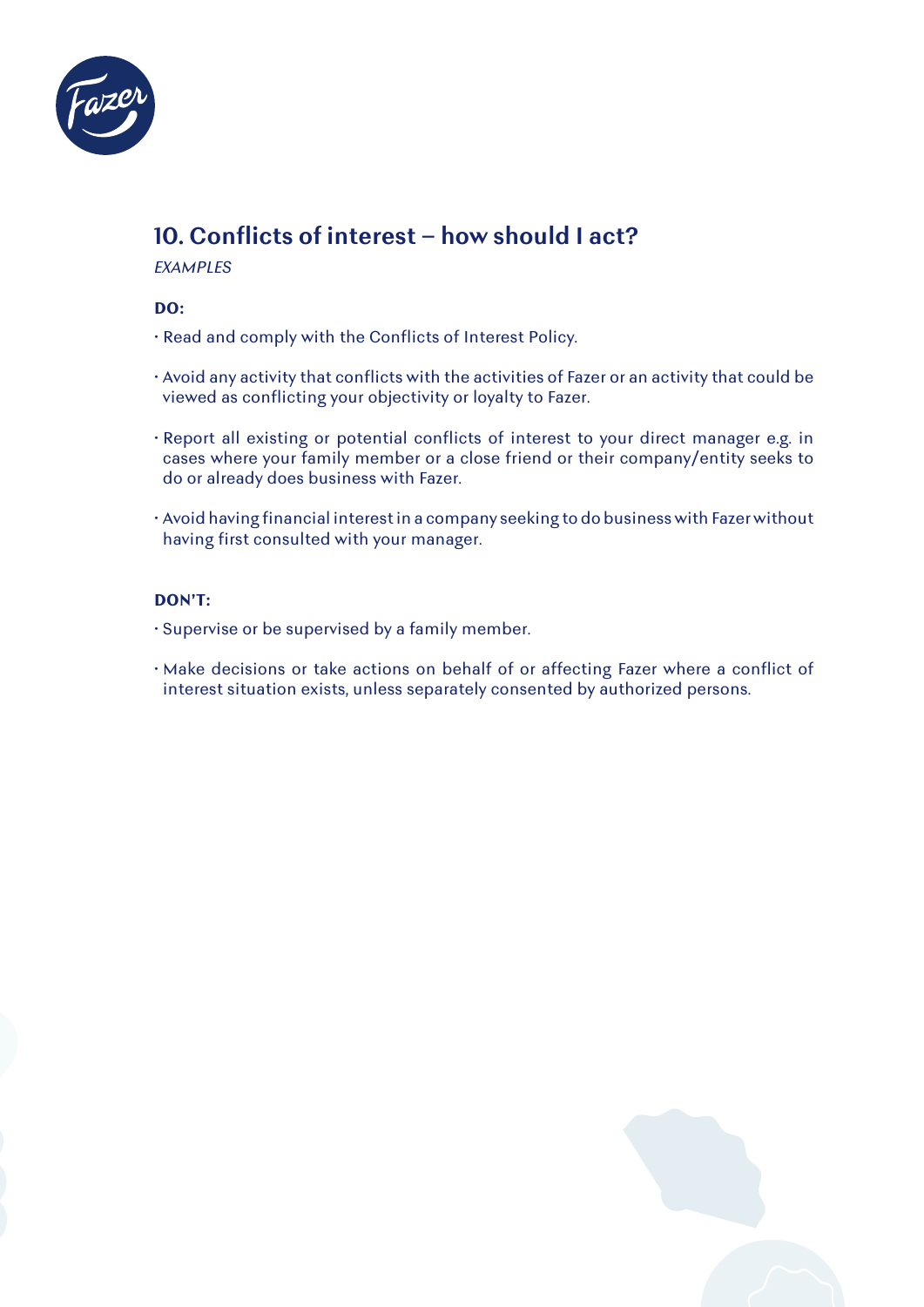## 10. Conflicts of interest – how should I act?

*EXAMPLES*

**DO:**

- Read and comply with the Conflicts of Interest Policy.
- Avoid any activity that conflicts with the activities of Fazer or an activity that could be viewed as conflicting your objectivity or loyalty to Fazer.
- Report all existing or potential conflicts of interest to your direct manager e.g. in cases where your family member or a close friend or their company/entity seeks to do or already does business with Fazer.
- Avoid having financial interest in a company seeking to do business with Fazer without having first consulted with your manager.

**DON'T:**

- Supervise or be supervised by a family member.
- Make decisions or take actions on behalf of or affecting Fazer where a conflict of interest situation exists, unless separately consented by authorized persons.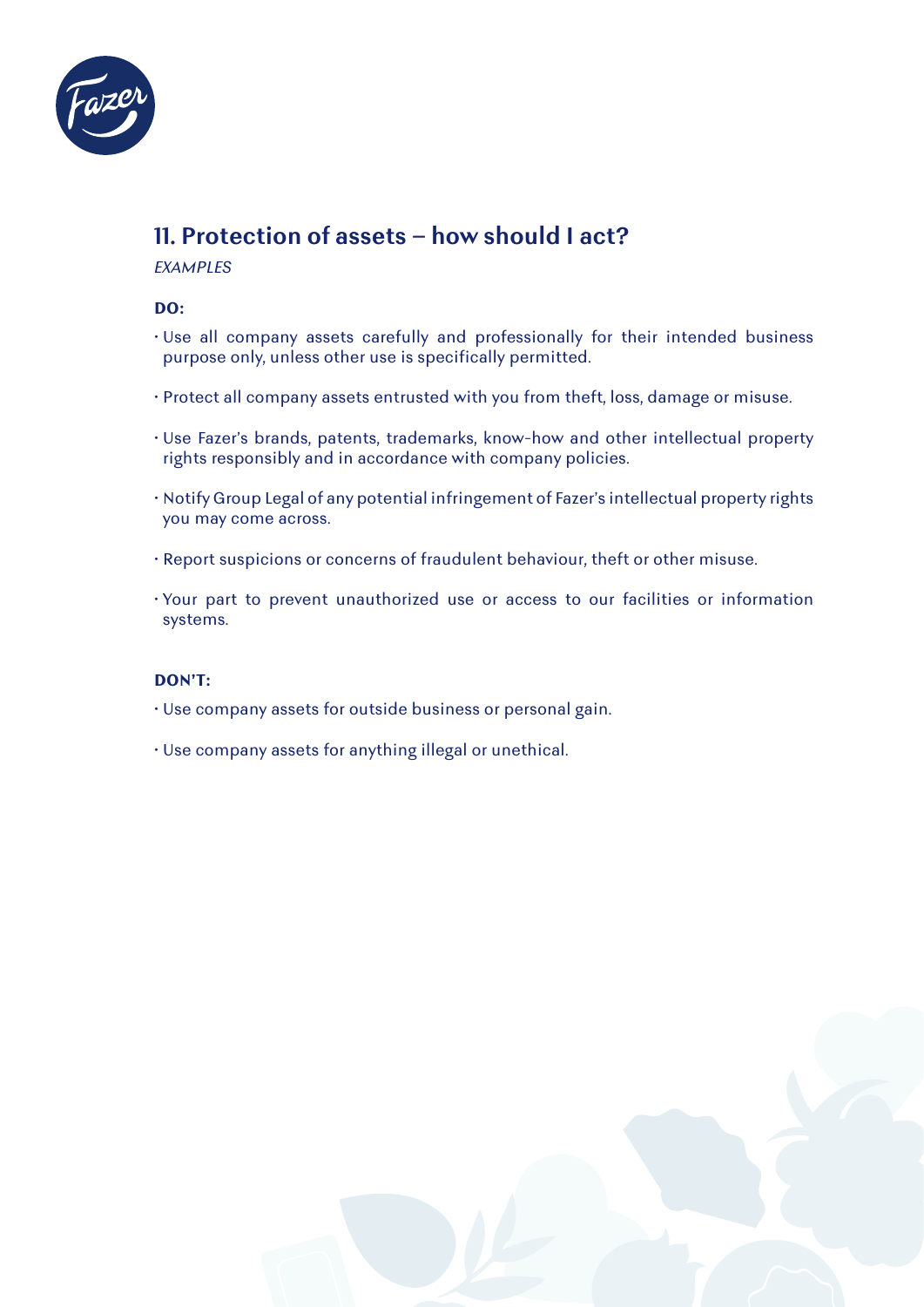## 11. Protection of assets – how should I act?

*EXAMPLES*

**DO:**

- Use all company assets carefully and professionally for their intended business purpose only, unless other use is specifically permitted.
- Protect all company assets entrusted with you from theft, loss, damage or misuse.
- Use Fazer's brands, patents, trademarks, know-how and other intellectual property rights responsibly and in accordance with company policies.
- Notify Group Legal of any potential infringement of Fazer's intellectual property rights you may come across.
- Report suspicions or concerns of fraudulent behaviour, theft or other misuse.
- Your part to prevent unauthorized use or access to our facilities or information systems.

**DON'T:**

- Use company assets for outside business or personal gain.
- Use company assets for anything illegal or unethical.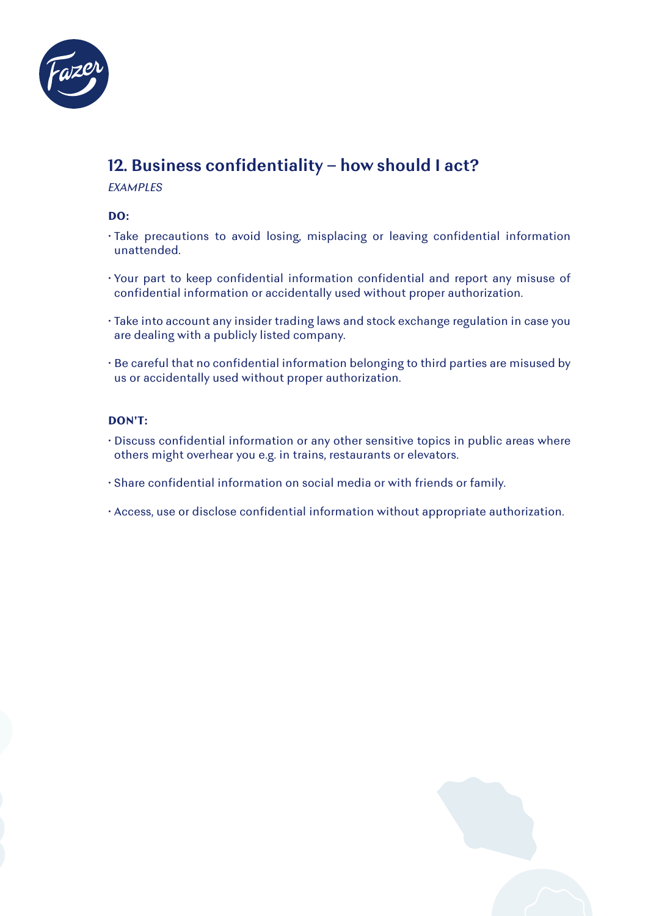## 12. Business confidentiality – how should I act?

*EXAMPLES*

**DO:**

- Take precautions to avoid losing, misplacing or leaving confidential information unattended.
- Your part to keep confidential information confidential and report any misuse of confidential information or accidentally used without proper authorization.
- Take into account any insider trading laws and stock exchange regulation in case you are dealing with a publicly listed company.
- Be careful that no confidential information belonging to third parties are misused by us or accidentally used without proper authorization.

**DON'T:**

- Discuss confidential information or any other sensitive topics in public areas where others might overhear you e.g. in trains, restaurants or elevators.
- Share confidential information on social media or with friends or family.
- Access, use or disclose confidential information without appropriate authorization.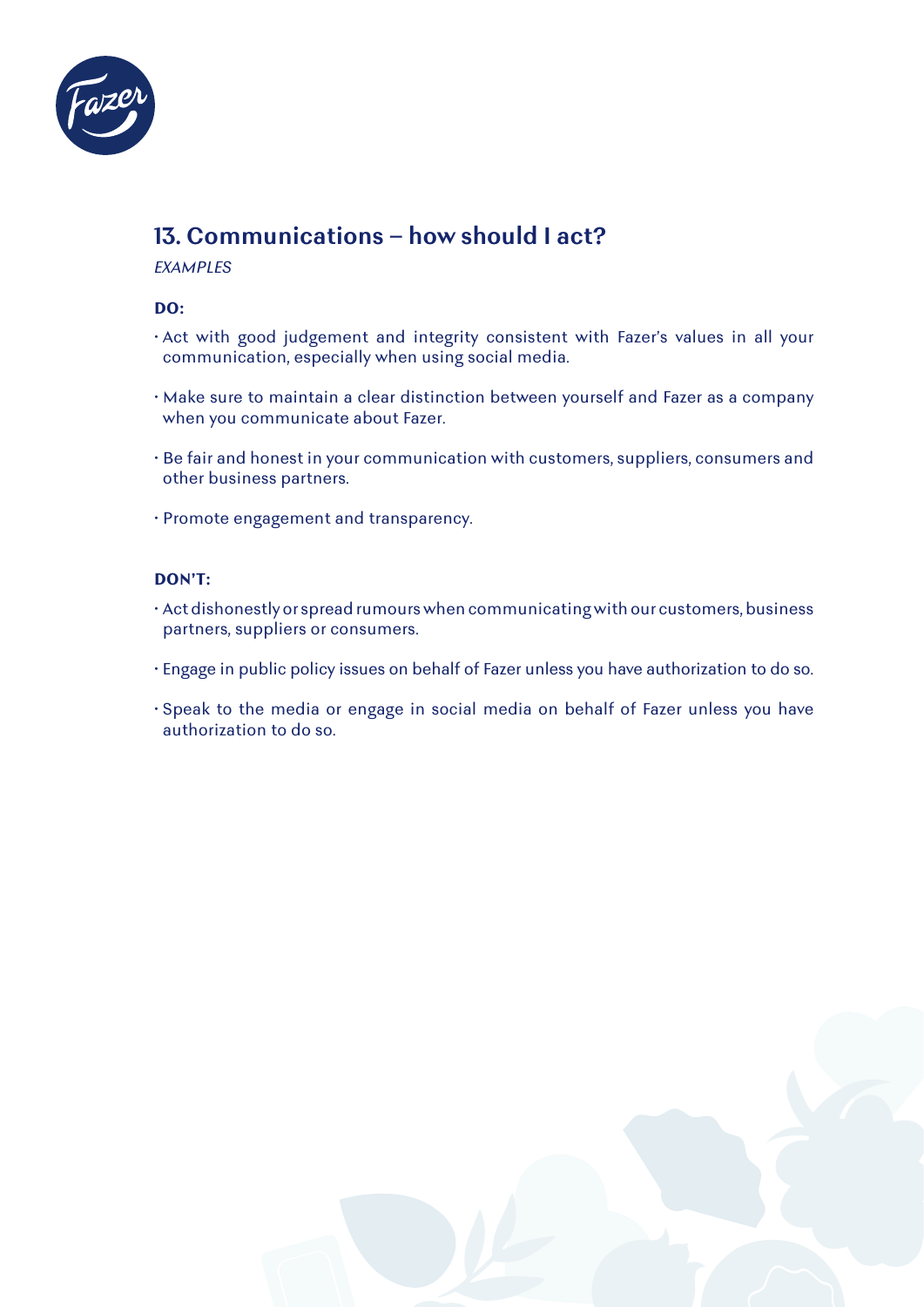## 13. Communications – how should I act?

*EXAMPLES*

**DO:**

- Act with good judgement and integrity consistent with Fazer's values in all your communication, especially when using social media.
- Make sure to maintain a clear distinction between yourself and Fazer as a company when you communicate about Fazer.
- Be fair and honest in your communication with customers, suppliers, consumers and other business partners.
- Promote engagement and transparency.

**DON'T:**

- Act dishonestly or spread rumours when communicating with our customers, business partners, suppliers or consumers.
- Engage in public policy issues on behalf of Fazer unless you have authorization to do so.
- Speak to the media or engage in social media on behalf of Fazer unless you have authorization to do so.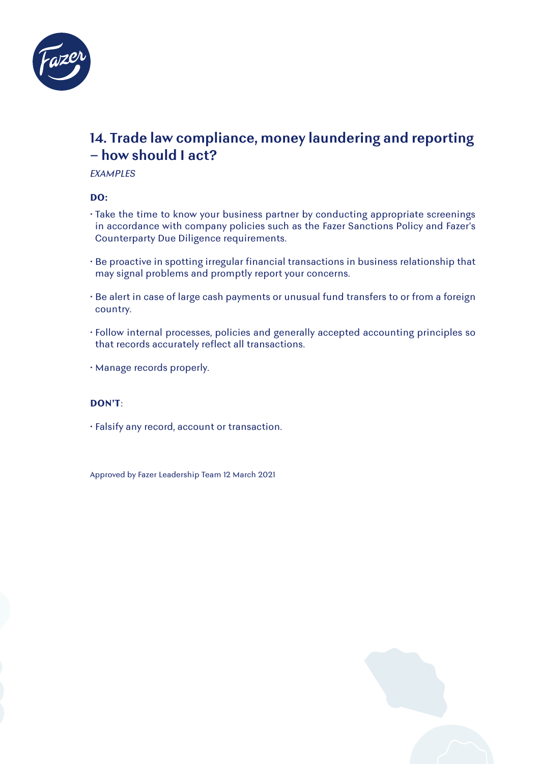## 14. Trade law compliance, money laundering and reporting – how should I act?

*EXAMPLES*

**DO:**

- Take the time to know your business partner by conducting appropriate screenings in accordance with company policies such as the Fazer Sanctions Policy and Fazer's Counterparty Due Diligence requirements.
- Be proactive in spotting irregular financial transactions in business relationship that may signal problems and promptly report your concerns.
- Be alert in case of large cash payments or unusual fund transfers to or from a foreign country.
- Follow internal processes, policies and generally accepted accounting principles so that records accurately reflect all transactions.
- Manage records properly.

**DON'T**:

- Falsify any record, account or transaction.

Approved by Fazer Leadership Team 12 March 2021